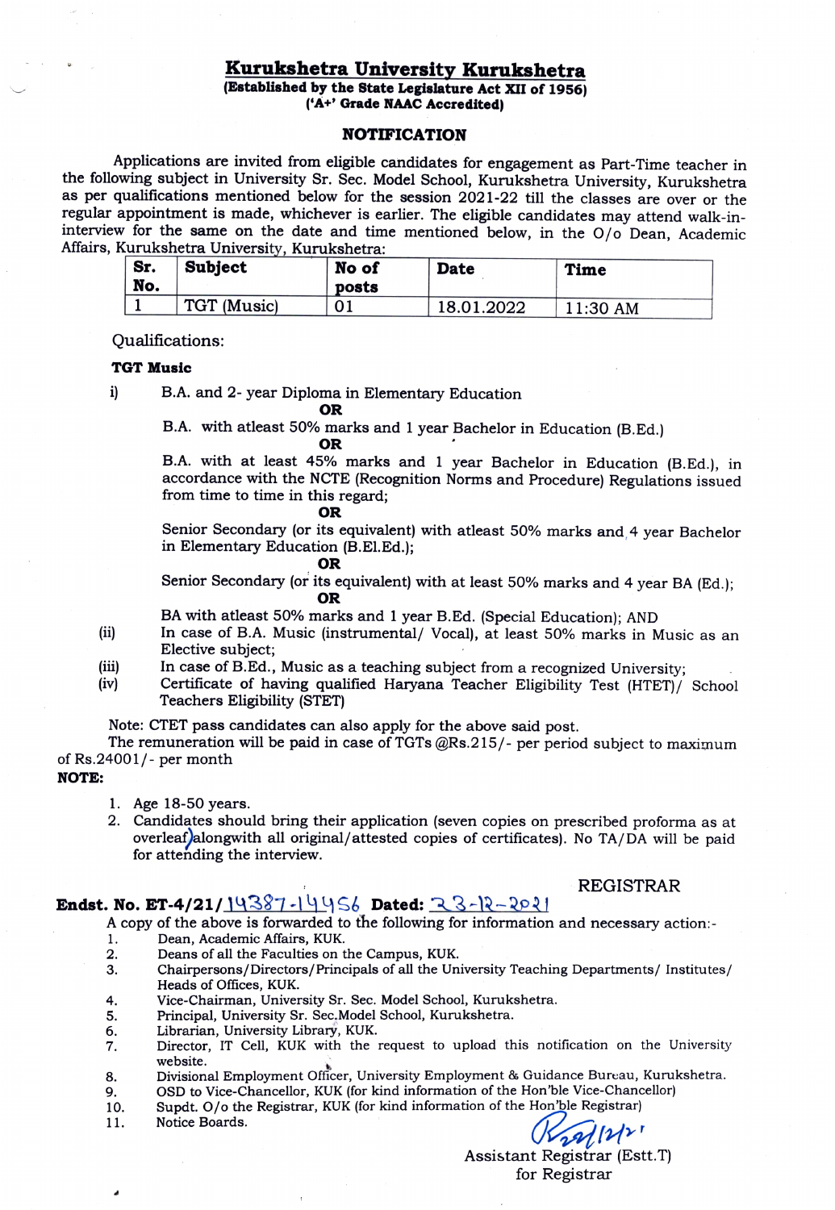# Kurukshetra University Kurukshetra

**(Established by the State Legislature Act XII of 1956)**
**('A+' Grade NAAC Accredited)**

## NOTIFICATION

Applications are invited from eligible candidates for engagement as Part-Time teacher in the following subject in University Sr. Sec. Model School, Kurukshetra University, Kurukshetra as per qualifications mentioned below for the session 2021-22 till the classes are over or the regular appointment is made, whichever is earlier. The eligible candidates may attend walk-in-interview for the same on the date and time mentioned below, in the O/o Dean, Academic Affairs, Kurukshetra University, Kurukshetra:

| Sr. No. | Subject | No of posts | Date | Time |
|---|---|---|---|---|
| 1 | TGT (Music) | 01 | 18.01.2022 | 11:30 AM |

Qualifications:

**TGT Music**

i) B.A. and 2- year Diploma in Elementary Education

**OR**

B.A. with atleast 50% marks and 1 year Bachelor in Education (B.Ed.)

**OR**

B.A. with at least 45% marks and 1 year Bachelor in Education (B.Ed.), in accordance with the NCTE (Recognition Norms and Procedure) Regulations issued from time to time in this regard;

**OR**

Senior Secondary (or its equivalent) with atleast 50% marks and 4 year Bachelor in Elementary Education (B.El.Ed.);

**OR**

Senior Secondary (or its equivalent) with at least 50% marks and 4 year BA (Ed.);

**OR**

BA with atleast 50% marks and 1 year B.Ed. (Special Education); AND

(ii) In case of B.A. Music (instrumental/ Vocal), at least 50% marks in Music as an Elective subject;

(iii) In case of B.Ed., Music as a teaching subject from a recognized University;

(iv) Certificate of having qualified Haryana Teacher Eligibility Test (HTET)/ School Teachers Eligibility (STET)

Note: CTET pass candidates can also apply for the above said post.

The remuneration will be paid in case of TGTs @Rs.215/- per period subject to maximum of Rs.24001/- per month

**NOTE:**

1. Age 18-50 years.
2. Candidates should bring their application (seven copies on prescribed proforma as at overleaf) alongwith all original/attested copies of certificates). No TA/DA will be paid for attending the interview.

REGISTRAR

**Endst. No. ET-4/21/**14387-14456 **Dated:** 23-12-2021

A copy of the above is forwarded to the following for information and necessary action:-

1. Dean, Academic Affairs, KUK.
2. Deans of all the Faculties on the Campus, KUK.
3. Chairpersons/Directors/Principals of all the University Teaching Departments/ Institutes/ Heads of Offices, KUK.
4. Vice-Chairman, University Sr. Sec. Model School, Kurukshetra.
5. Principal, University Sr. Sec.Model School, Kurukshetra.
6. Librarian, University Library, KUK.
7. Director, IT Cell, KUK with the request to upload this notification on the University website.
8. Divisional Employment Officer, University Employment & Guidance Bureau, Kurukshetra.
9. OSD to Vice-Chancellor, KUK (for kind information of the Hon'ble Vice-Chancellor)
10. Supdt. O/o the Registrar, KUK (for kind information of the Hon'ble Registrar)
11. Notice Boards.

22/12/21

Assistant Registrar (Estt.T)
for Registrar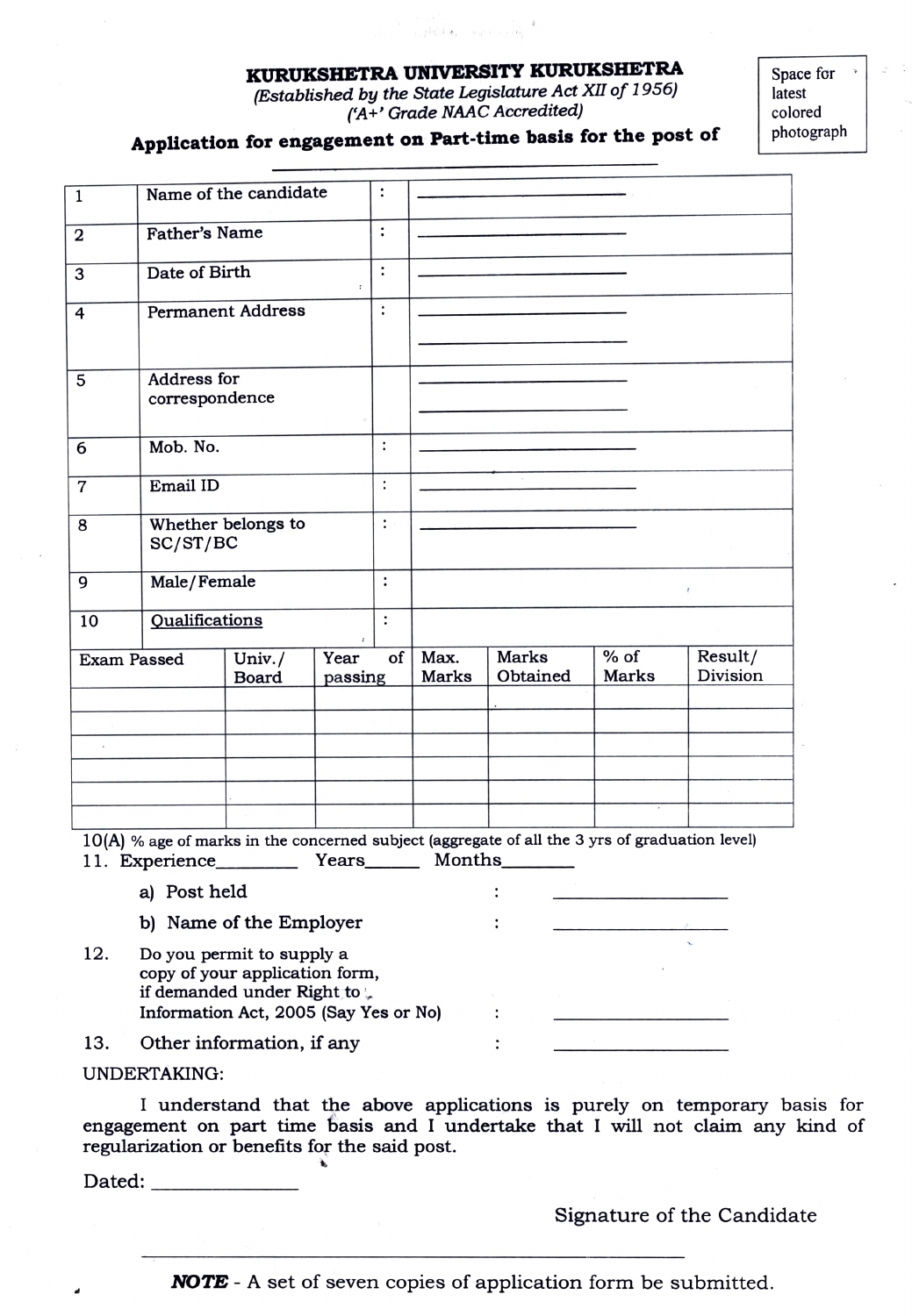# KURUKSHETRA UNIVERSITY KURUKSHETRA

*(Established by the State Legislature Act XII of 1956)*
*('A+' Grade NAAC Accredited)*

Space for latest colored photograph

## Application for engagement on Part-time basis for the post of ______________________

| | | | |
|---|---|---|---|
| 1 | Name of the candidate | : | ______________________ |
| 2 | Father's Name | : | ______________________ |
| 3 | Date of Birth | : | ______________________ |
| 4 | Permanent Address | : | ______________________ <br> ______________________ |
| 5 | Address for correspondence | | ______________________ <br> ______________________ |
| 6 | Mob. No. | : | ______________________ |
| 7 | Email ID | : | ______________________ |
| 8 | Whether belongs to SC/ST/BC | : | ______________________ |
| 9 | Male/Female | : | |
| 10 | Qualifications | : | |

| Exam Passed | Univ./ Board | Year of passing | Max. Marks | Marks Obtained | % of Marks | Result/ Division |
|---|---|---|---|---|---|---|
| | | | | | | |
| | | | | | | |
| | | | | | | |
| | | | | | | |
| | | | | | | |

10(A) % age of marks in the concerned subject (aggregate of all the 3 yrs of graduation level)

11. Experience________ Years______ Months_______

a) Post held : ________________

b) Name of the Employer : ________________

12. Do you permit to supply a copy of your application form, if demanded under Right to Information Act, 2005 (Say Yes or No) : ________________

13. Other information, if any : ________________

UNDERTAKING:

I understand that the above applications is purely on temporary basis for engagement on part time basis and I undertake that I will not claim any kind of regularization or benefits for the said post.

Dated: ______________

Signature of the Candidate

***NOTE*** - A set of seven copies of application form be submitted.